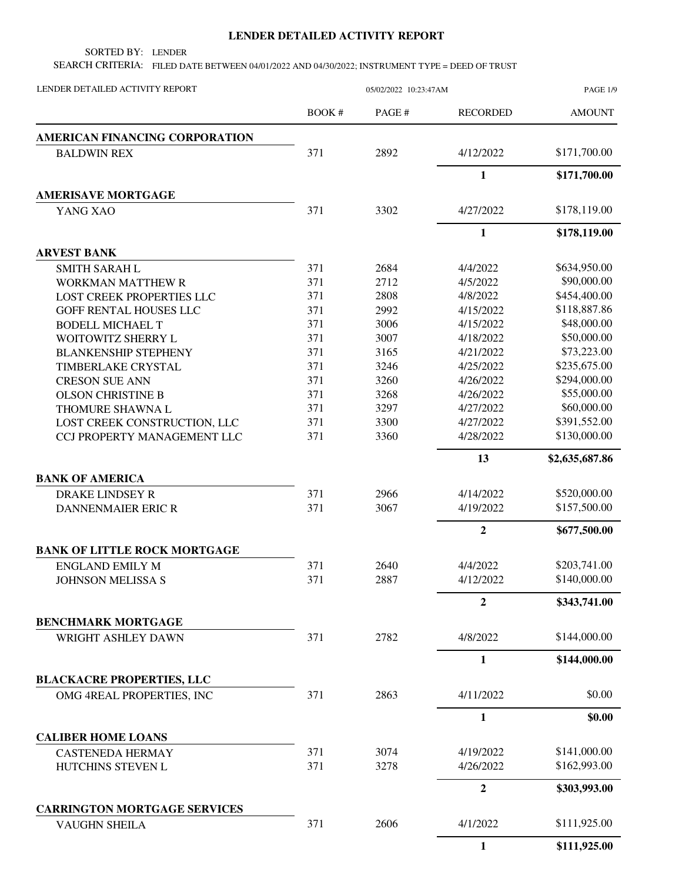# LENDER DETAILED ACTIVITY REPORT

SORTED BY: LENDER

SEARCH CRITERIA: FILED DATE BETWEEN 04/01/2022 AND 04/30/2022; INSTRUMENT TYPE = DEED OF TRUST

LENDER DETAILED ACTIVITY REPORT 05/02/2022 10:23:47AM

| | BOOK # | PAGE # | RECORDED | AMOUNT |
|---|---|---|---|---|
| **AMERICAN FINANCING CORPORATION** | | | | |
| BALDWIN REX | 371 | 2892 | 4/12/2022 | $171,700.00 |
| | | | **1** | **$171,700.00** |
| **AMERISAVE MORTGAGE** | | | | |
| YANG XAO | 371 | 3302 | 4/27/2022 | $178,119.00 |
| | | | **1** | **$178,119.00** |
| **ARVEST BANK** | | | | |
| SMITH SARAH L | 371 | 2684 | 4/4/2022 | $634,950.00 |
| WORKMAN MATTHEW R | 371 | 2712 | 4/5/2022 | $90,000.00 |
| LOST CREEK PROPERTIES LLC | 371 | 2808 | 4/8/2022 | $454,400.00 |
| GOFF RENTAL HOUSES LLC | 371 | 2992 | 4/15/2022 | $118,887.86 |
| BODELL MICHAEL T | 371 | 3006 | 4/15/2022 | $48,000.00 |
| WOITOWITZ SHERRY L | 371 | 3007 | 4/18/2022 | $50,000.00 |
| BLANKENSHIP STEPHENY | 371 | 3165 | 4/21/2022 | $73,223.00 |
| TIMBERLAKE CRYSTAL | 371 | 3246 | 4/25/2022 | $235,675.00 |
| CRESON SUE ANN | 371 | 3260 | 4/26/2022 | $294,000.00 |
| OLSON CHRISTINE B | 371 | 3268 | 4/26/2022 | $55,000.00 |
| THOMURE SHAWNA L | 371 | 3297 | 4/27/2022 | $60,000.00 |
| LOST CREEK CONSTRUCTION, LLC | 371 | 3300 | 4/27/2022 | $391,552.00 |
| CCJ PROPERTY MANAGEMENT LLC | 371 | 3360 | 4/28/2022 | $130,000.00 |
| | | | **13** | **$2,635,687.86** |
| **BANK OF AMERICA** | | | | |
| DRAKE LINDSEY R | 371 | 2966 | 4/14/2022 | $520,000.00 |
| DANNENMAIER ERIC R | 371 | 3067 | 4/19/2022 | $157,500.00 |
| | | | **2** | **$677,500.00** |
| **BANK OF LITTLE ROCK MORTGAGE** | | | | |
| ENGLAND EMILY M | 371 | 2640 | 4/4/2022 | $203,741.00 |
| JOHNSON MELISSA S | 371 | 2887 | 4/12/2022 | $140,000.00 |
| | | | **2** | **$343,741.00** |
| **BENCHMARK MORTGAGE** | | | | |
| WRIGHT ASHLEY DAWN | 371 | 2782 | 4/8/2022 | $144,000.00 |
| | | | **1** | **$144,000.00** |
| **BLACKACRE PROPERTIES, LLC** | | | | |
| OMG 4REAL PROPERTIES, INC | 371 | 2863 | 4/11/2022 | $0.00 |
| | | | **1** | **$0.00** |
| **CALIBER HOME LOANS** | | | | |
| CASTENEDA HERMAY | 371 | 3074 | 4/19/2022 | $141,000.00 |
| HUTCHINS STEVEN L | 371 | 3278 | 4/26/2022 | $162,993.00 |
| | | | **2** | **$303,993.00** |
| **CARRINGTON MORTGAGE SERVICES** | | | | |
| VAUGHN SHEILA | 371 | 2606 | 4/1/2022 | $111,925.00 |
| | | | **1** | **$111,925.00** |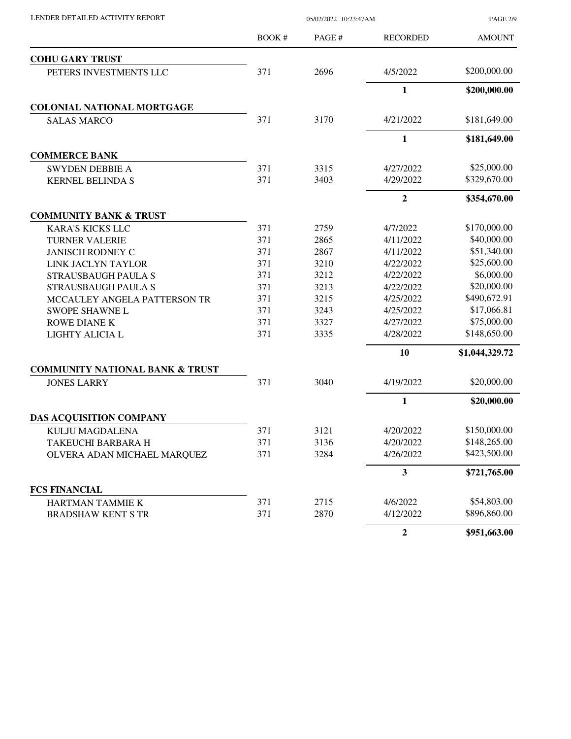| | BOOK # | PAGE # | RECORDED | AMOUNT |
|---|---|---|---|---|
| **COHU GARY TRUST** | | | | |
| PETERS INVESTMENTS LLC | 371 | 2696 | 4/5/2022 | $200,000.00 |
| | | | **1** | **$200,000.00** |
| **COLONIAL NATIONAL MORTGAGE** | | | | |
| SALAS MARCO | 371 | 3170 | 4/21/2022 | $181,649.00 |
| | | | **1** | **$181,649.00** |
| **COMMERCE BANK** | | | | |
| SWYDEN DEBBIE A | 371 | 3315 | 4/27/2022 | $25,000.00 |
| KERNEL BELINDA S | 371 | 3403 | 4/29/2022 | $329,670.00 |
| | | | **2** | **$354,670.00** |
| **COMMUNITY BANK & TRUST** | | | | |
| KARA'S KICKS LLC | 371 | 2759 | 4/7/2022 | $170,000.00 |
| TURNER VALERIE | 371 | 2865 | 4/11/2022 | $40,000.00 |
| JANISCH RODNEY C | 371 | 2867 | 4/11/2022 | $51,340.00 |
| LINK JACLYN TAYLOR | 371 | 3210 | 4/22/2022 | $25,600.00 |
| STRAUSBAUGH PAULA S | 371 | 3212 | 4/22/2022 | $6,000.00 |
| STRAUSBAUGH PAULA S | 371 | 3213 | 4/22/2022 | $20,000.00 |
| MCCAULEY ANGELA PATTERSON TR | 371 | 3215 | 4/25/2022 | $490,672.91 |
| SWOPE SHAWNE L | 371 | 3243 | 4/25/2022 | $17,066.81 |
| ROWE DIANE K | 371 | 3327 | 4/27/2022 | $75,000.00 |
| LIGHTY ALICIA L | 371 | 3335 | 4/28/2022 | $148,650.00 |
| | | | **10** | **$1,044,329.72** |
| **COMMUNITY NATIONAL BANK & TRUST** | | | | |
| JONES LARRY | 371 | 3040 | 4/19/2022 | $20,000.00 |
| | | | **1** | **$20,000.00** |
| **DAS ACQUISITION COMPANY** | | | | |
| KULJU MAGDALENA | 371 | 3121 | 4/20/2022 | $150,000.00 |
| TAKEUCHI BARBARA H | 371 | 3136 | 4/20/2022 | $148,265.00 |
| OLVERA ADAN MICHAEL MARQUEZ | 371 | 3284 | 4/26/2022 | $423,500.00 |
| | | | **3** | **$721,765.00** |
| **FCS FINANCIAL** | | | | |
| HARTMAN TAMMIE K | 371 | 2715 | 4/6/2022 | $54,803.00 |
| BRADSHAW KENT S TR | 371 | 2870 | 4/12/2022 | $896,860.00 |
| | | | **2** | **$951,663.00** |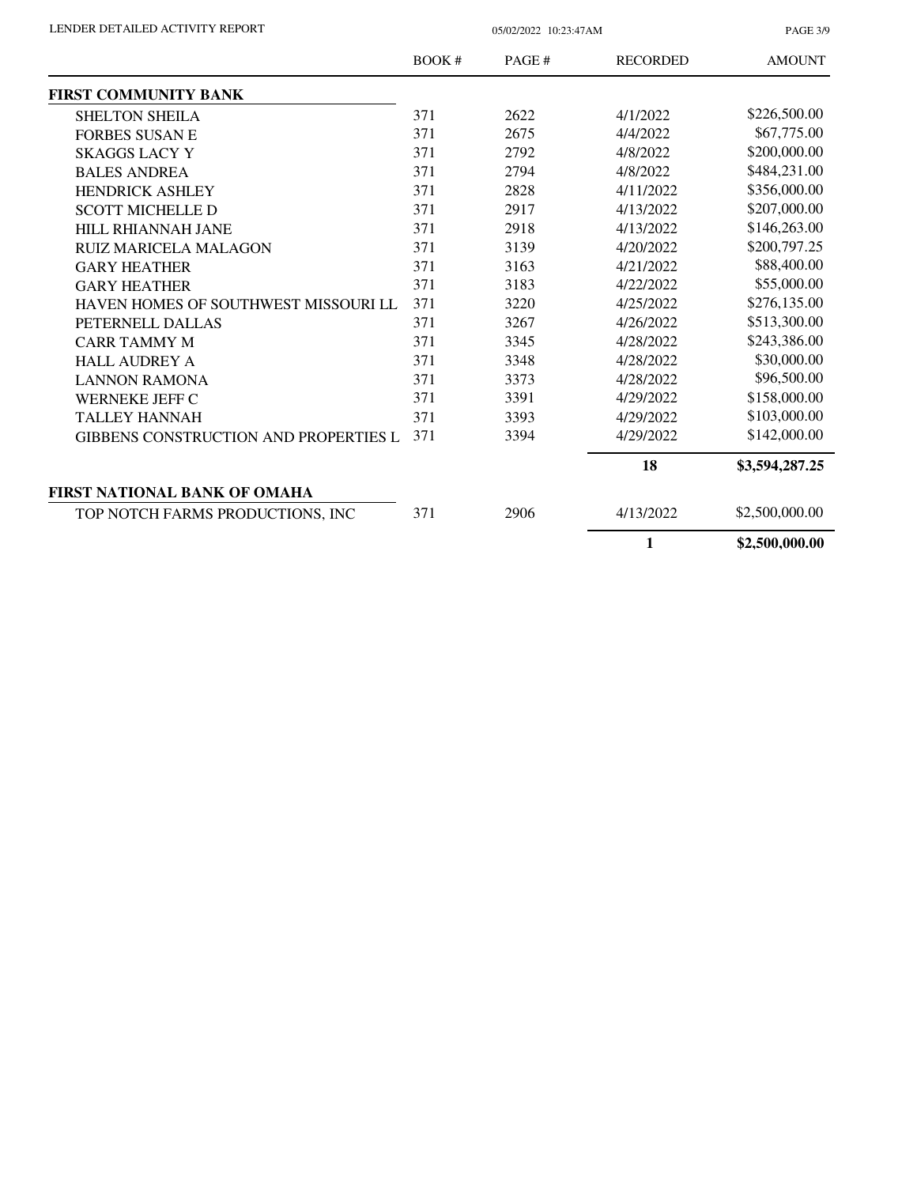| | BOOK # | PAGE # | RECORDED | AMOUNT |
|---|---|---|---|---|
| **FIRST COMMUNITY BANK** | | | | |
| SHELTON SHEILA | 371 | 2622 | 4/1/2022 | $226,500.00 |
| FORBES SUSAN E | 371 | 2675 | 4/4/2022 | $67,775.00 |
| SKAGGS LACY Y | 371 | 2792 | 4/8/2022 | $200,000.00 |
| BALES ANDREA | 371 | 2794 | 4/8/2022 | $484,231.00 |
| HENDRICK ASHLEY | 371 | 2828 | 4/11/2022 | $356,000.00 |
| SCOTT MICHELLE D | 371 | 2917 | 4/13/2022 | $207,000.00 |
| HILL RHIANNAH JANE | 371 | 2918 | 4/13/2022 | $146,263.00 |
| RUIZ MARICELA MALAGON | 371 | 3139 | 4/20/2022 | $200,797.25 |
| GARY HEATHER | 371 | 3163 | 4/21/2022 | $88,400.00 |
| GARY HEATHER | 371 | 3183 | 4/22/2022 | $55,000.00 |
| HAVEN HOMES OF SOUTHWEST MISSOURI LL | 371 | 3220 | 4/25/2022 | $276,135.00 |
| PETERNELL DALLAS | 371 | 3267 | 4/26/2022 | $513,300.00 |
| CARR TAMMY M | 371 | 3345 | 4/28/2022 | $243,386.00 |
| HALL AUDREY A | 371 | 3348 | 4/28/2022 | $30,000.00 |
| LANNON RAMONA | 371 | 3373 | 4/28/2022 | $96,500.00 |
| WERNEKE JEFF C | 371 | 3391 | 4/29/2022 | $158,000.00 |
| TALLEY HANNAH | 371 | 3393 | 4/29/2022 | $103,000.00 |
| GIBBENS CONSTRUCTION AND PROPERTIES L | 371 | 3394 | 4/29/2022 | $142,000.00 |
| | | | **18** | **$3,594,287.25** |
| **FIRST NATIONAL BANK OF OMAHA** | | | | |
| TOP NOTCH FARMS PRODUCTIONS, INC | 371 | 2906 | 4/13/2022 | $2,500,000.00 |
| | | | **1** | **$2,500,000.00** |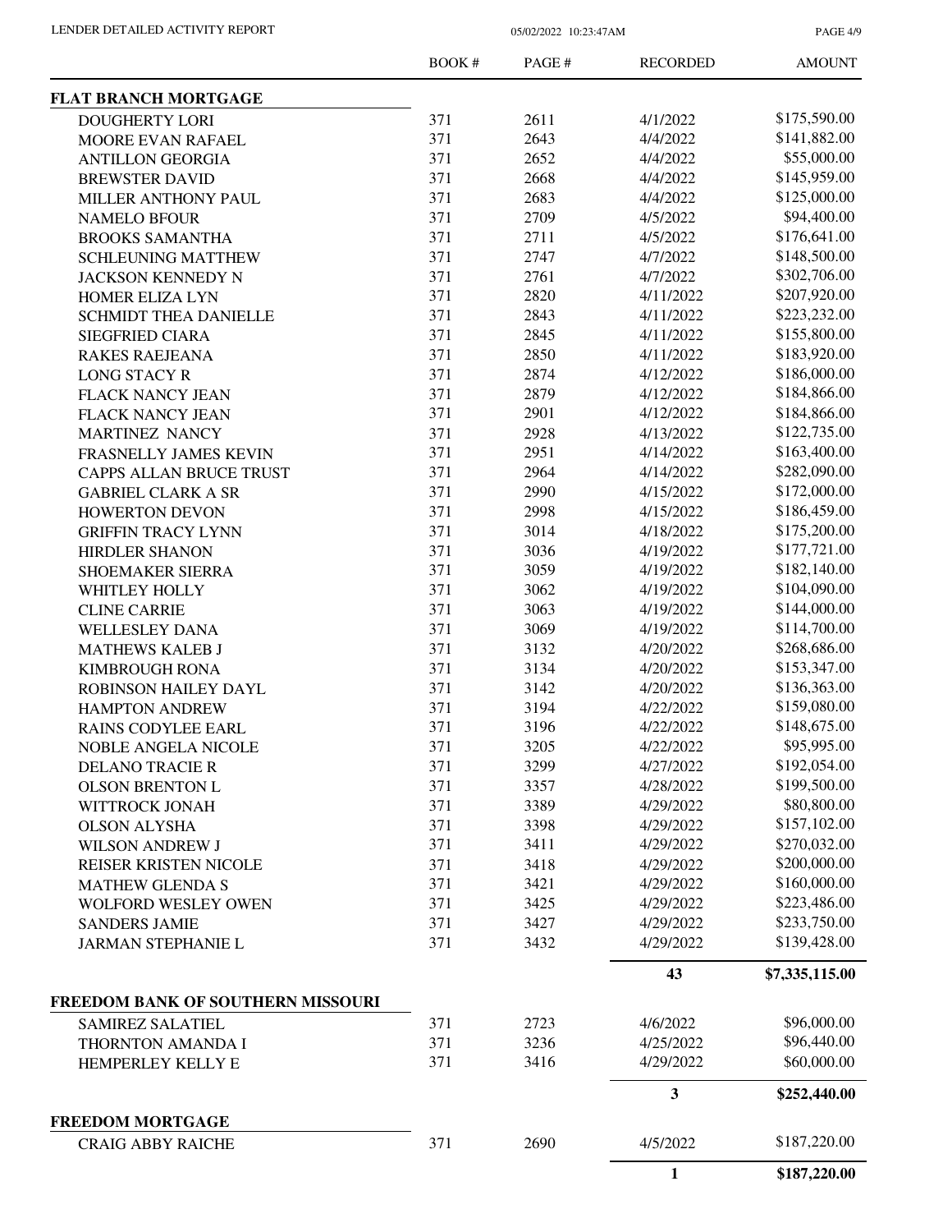| | BOOK # | PAGE # | RECORDED | AMOUNT |
|---|---|---|---|---|
| **FLAT BRANCH MORTGAGE** | | | | |
| DOUGHERTY LORI | 371 | 2611 | 4/1/2022 | $175,590.00 |
| MOORE EVAN RAFAEL | 371 | 2643 | 4/4/2022 | $141,882.00 |
| ANTILLON GEORGIA | 371 | 2652 | 4/4/2022 | $55,000.00 |
| BREWSTER DAVID | 371 | 2668 | 4/4/2022 | $145,959.00 |
| MILLER ANTHONY PAUL | 371 | 2683 | 4/4/2022 | $125,000.00 |
| NAMELO BFOUR | 371 | 2709 | 4/5/2022 | $94,400.00 |
| BROOKS SAMANTHA | 371 | 2711 | 4/5/2022 | $176,641.00 |
| SCHLEUNING MATTHEW | 371 | 2747 | 4/7/2022 | $148,500.00 |
| JACKSON KENNEDY N | 371 | 2761 | 4/7/2022 | $302,706.00 |
| HOMER ELIZA LYN | 371 | 2820 | 4/11/2022 | $207,920.00 |
| SCHMIDT THEA DANIELLE | 371 | 2843 | 4/11/2022 | $223,232.00 |
| SIEGFRIED CIARA | 371 | 2845 | 4/11/2022 | $155,800.00 |
| RAKES RAEJEANA | 371 | 2850 | 4/11/2022 | $183,920.00 |
| LONG STACY R | 371 | 2874 | 4/12/2022 | $186,000.00 |
| FLACK NANCY JEAN | 371 | 2879 | 4/12/2022 | $184,866.00 |
| FLACK NANCY JEAN | 371 | 2901 | 4/12/2022 | $184,866.00 |
| MARTINEZ NANCY | 371 | 2928 | 4/13/2022 | $122,735.00 |
| FRASNELLY JAMES KEVIN | 371 | 2951 | 4/14/2022 | $163,400.00 |
| CAPPS ALLAN BRUCE TRUST | 371 | 2964 | 4/14/2022 | $282,090.00 |
| GABRIEL CLARK A SR | 371 | 2990 | 4/15/2022 | $172,000.00 |
| HOWERTON DEVON | 371 | 2998 | 4/15/2022 | $186,459.00 |
| GRIFFIN TRACY LYNN | 371 | 3014 | 4/18/2022 | $175,200.00 |
| HIRDLER SHANON | 371 | 3036 | 4/19/2022 | $177,721.00 |
| SHOEMAKER SIERRA | 371 | 3059 | 4/19/2022 | $182,140.00 |
| WHITLEY HOLLY | 371 | 3062 | 4/19/2022 | $104,090.00 |
| CLINE CARRIE | 371 | 3063 | 4/19/2022 | $144,000.00 |
| WELLESLEY DANA | 371 | 3069 | 4/19/2022 | $114,700.00 |
| MATHEWS KALEB J | 371 | 3132 | 4/20/2022 | $268,686.00 |
| KIMBROUGH RONA | 371 | 3134 | 4/20/2022 | $153,347.00 |
| ROBINSON HAILEY DAYL | 371 | 3142 | 4/20/2022 | $136,363.00 |
| HAMPTON ANDREW | 371 | 3194 | 4/22/2022 | $159,080.00 |
| RAINS CODYLEE EARL | 371 | 3196 | 4/22/2022 | $148,675.00 |
| NOBLE ANGELA NICOLE | 371 | 3205 | 4/22/2022 | $95,995.00 |
| DELANO TRACIE R | 371 | 3299 | 4/27/2022 | $192,054.00 |
| OLSON BRENTON L | 371 | 3357 | 4/28/2022 | $199,500.00 |
| WITTROCK JONAH | 371 | 3389 | 4/29/2022 | $80,800.00 |
| OLSON ALYSHA | 371 | 3398 | 4/29/2022 | $157,102.00 |
| WILSON ANDREW J | 371 | 3411 | 4/29/2022 | $270,032.00 |
| REISER KRISTEN NICOLE | 371 | 3418 | 4/29/2022 | $200,000.00 |
| MATHEW GLENDA S | 371 | 3421 | 4/29/2022 | $160,000.00 |
| WOLFORD WESLEY OWEN | 371 | 3425 | 4/29/2022 | $223,486.00 |
| SANDERS JAMIE | 371 | 3427 | 4/29/2022 | $233,750.00 |
| JARMAN STEPHANIE L | 371 | 3432 | 4/29/2022 | $139,428.00 |
| | | | **43** | **$7,335,115.00** |
| **FREEDOM BANK OF SOUTHERN MISSOURI** | | | | |
| SAMIREZ SALATIEL | 371 | 2723 | 4/6/2022 | $96,000.00 |
| THORNTON AMANDA I | 371 | 3236 | 4/25/2022 | $96,440.00 |
| HEMPERLEY KELLY E | 371 | 3416 | 4/29/2022 | $60,000.00 |
| | | | **3** | **$252,440.00** |
| **FREEDOM MORTGAGE** | | | | |
| CRAIG ABBY RAICHE | 371 | 2690 | 4/5/2022 | $187,220.00 |
| | | | **1** | **$187,220.00** |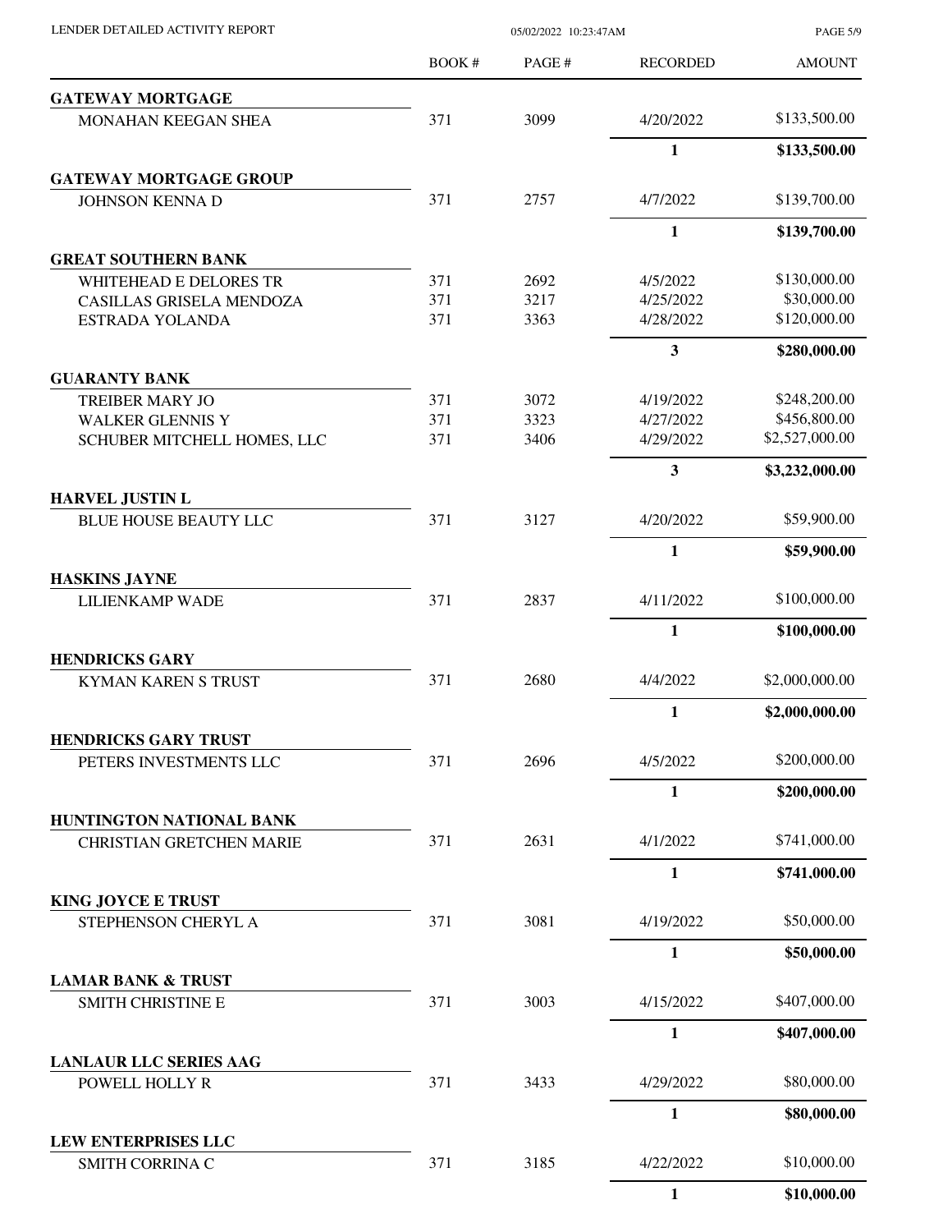| | BOOK # | PAGE # | RECORDED | AMOUNT |
|---|---|---|---|---|
| **GATEWAY MORTGAGE** | | | | |
| MONAHAN KEEGAN SHEA | 371 | 3099 | 4/20/2022 | $133,500.00 |
| | | | **1** | **$133,500.00** |
| **GATEWAY MORTGAGE GROUP** | | | | |
| JOHNSON KENNA D | 371 | 2757 | 4/7/2022 | $139,700.00 |
| | | | **1** | **$139,700.00** |
| **GREAT SOUTHERN BANK** | | | | |
| WHITEHEAD E DELORES TR | 371 | 2692 | 4/5/2022 | $130,000.00 |
| CASILLAS GRISELA MENDOZA | 371 | 3217 | 4/25/2022 | $30,000.00 |
| ESTRADA YOLANDA | 371 | 3363 | 4/28/2022 | $120,000.00 |
| | | | **3** | **$280,000.00** |
| **GUARANTY BANK** | | | | |
| TREIBER MARY JO | 371 | 3072 | 4/19/2022 | $248,200.00 |
| WALKER GLENNIS Y | 371 | 3323 | 4/27/2022 | $456,800.00 |
| SCHUBER MITCHELL HOMES, LLC | 371 | 3406 | 4/29/2022 | $2,527,000.00 |
| | | | **3** | **$3,232,000.00** |
| **HARVEL JUSTIN L** | | | | |
| BLUE HOUSE BEAUTY LLC | 371 | 3127 | 4/20/2022 | $59,900.00 |
| | | | **1** | **$59,900.00** |
| **HASKINS JAYNE** | | | | |
| LILIENKAMP WADE | 371 | 2837 | 4/11/2022 | $100,000.00 |
| | | | **1** | **$100,000.00** |
| **HENDRICKS GARY** | | | | |
| KYMAN KAREN S TRUST | 371 | 2680 | 4/4/2022 | $2,000,000.00 |
| | | | **1** | **$2,000,000.00** |
| **HENDRICKS GARY TRUST** | | | | |
| PETERS INVESTMENTS LLC | 371 | 2696 | 4/5/2022 | $200,000.00 |
| | | | **1** | **$200,000.00** |
| **HUNTINGTON NATIONAL BANK** | | | | |
| CHRISTIAN GRETCHEN MARIE | 371 | 2631 | 4/1/2022 | $741,000.00 |
| | | | **1** | **$741,000.00** |
| **KING JOYCE E TRUST** | | | | |
| STEPHENSON CHERYL A | 371 | 3081 | 4/19/2022 | $50,000.00 |
| | | | **1** | **$50,000.00** |
| **LAMAR BANK & TRUST** | | | | |
| SMITH CHRISTINE E | 371 | 3003 | 4/15/2022 | $407,000.00 |
| | | | **1** | **$407,000.00** |
| **LANLAUR LLC SERIES AAG** | | | | |
| POWELL HOLLY R | 371 | 3433 | 4/29/2022 | $80,000.00 |
| | | | **1** | **$80,000.00** |
| **LEW ENTERPRISES LLC** | | | | |
| SMITH CORRINA C | 371 | 3185 | 4/22/2022 | $10,000.00 |
| | | | **1** | **$10,000.00** |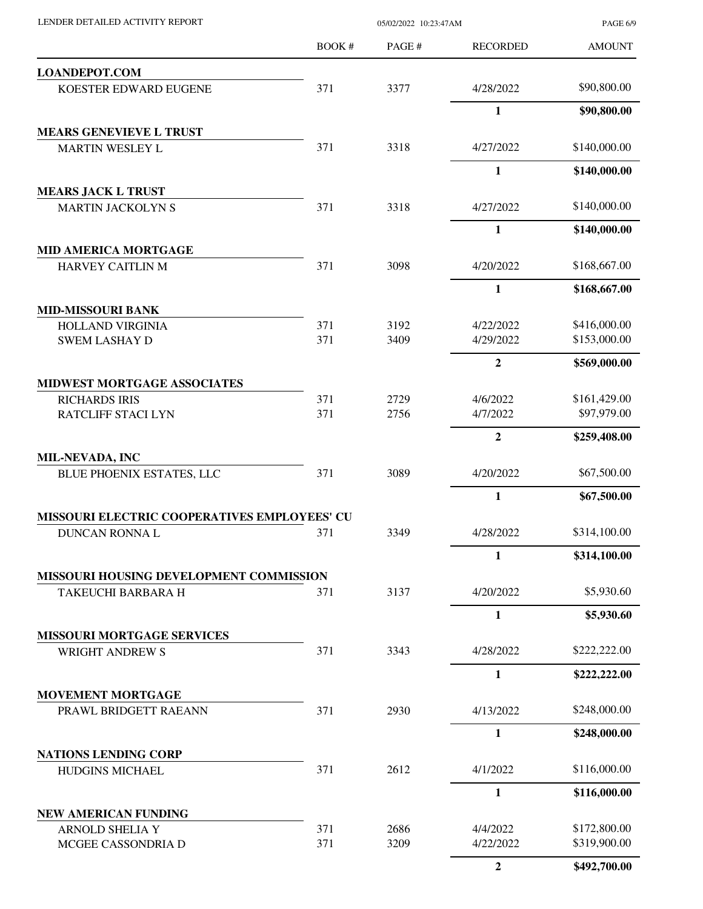| | BOOK # | PAGE # | RECORDED | AMOUNT |
|---|---|---|---|---|
| **LOANDEPOT.COM** | | | | |
| KOESTER EDWARD EUGENE | 371 | 3377 | 4/28/2022 | $90,800.00 |
| | | | **1** | **$90,800.00** |
| **MEARS GENEVIEVE L TRUST** | | | | |
| MARTIN WESLEY L | 371 | 3318 | 4/27/2022 | $140,000.00 |
| | | | **1** | **$140,000.00** |
| **MEARS JACK L TRUST** | | | | |
| MARTIN JACKOLYN S | 371 | 3318 | 4/27/2022 | $140,000.00 |
| | | | **1** | **$140,000.00** |
| **MID AMERICA MORTGAGE** | | | | |
| HARVEY CAITLIN M | 371 | 3098 | 4/20/2022 | $168,667.00 |
| | | | **1** | **$168,667.00** |
| **MID-MISSOURI BANK** | | | | |
| HOLLAND VIRGINIA | 371 | 3192 | 4/22/2022 | $416,000.00 |
| SWEM LASHAY D | 371 | 3409 | 4/29/2022 | $153,000.00 |
| | | | **2** | **$569,000.00** |
| **MIDWEST MORTGAGE ASSOCIATES** | | | | |
| RICHARDS IRIS | 371 | 2729 | 4/6/2022 | $161,429.00 |
| RATCLIFF STACI LYN | 371 | 2756 | 4/7/2022 | $97,979.00 |
| | | | **2** | **$259,408.00** |
| **MIL-NEVADA, INC** | | | | |
| BLUE PHOENIX ESTATES, LLC | 371 | 3089 | 4/20/2022 | $67,500.00 |
| | | | **1** | **$67,500.00** |
| **MISSOURI ELECTRIC COOPERATIVES EMPLOYEES' CU** | | | | |
| DUNCAN RONNA L | 371 | 3349 | 4/28/2022 | $314,100.00 |
| | | | **1** | **$314,100.00** |
| **MISSOURI HOUSING DEVELOPMENT COMMISSION** | | | | |
| TAKEUCHI BARBARA H | 371 | 3137 | 4/20/2022 | $5,930.60 |
| | | | **1** | **$5,930.60** |
| **MISSOURI MORTGAGE SERVICES** | | | | |
| WRIGHT ANDREW S | 371 | 3343 | 4/28/2022 | $222,222.00 |
| | | | **1** | **$222,222.00** |
| **MOVEMENT MORTGAGE** | | | | |
| PRAWL BRIDGETT RAEANN | 371 | 2930 | 4/13/2022 | $248,000.00 |
| | | | **1** | **$248,000.00** |
| **NATIONS LENDING CORP** | | | | |
| HUDGINS MICHAEL | 371 | 2612 | 4/1/2022 | $116,000.00 |
| | | | **1** | **$116,000.00** |
| **NEW AMERICAN FUNDING** | | | | |
| ARNOLD SHELIA Y | 371 | 2686 | 4/4/2022 | $172,800.00 |
| MCGEE CASSONDRIA D | 371 | 3209 | 4/22/2022 | $319,900.00 |
| | | | **2** | **$492,700.00** |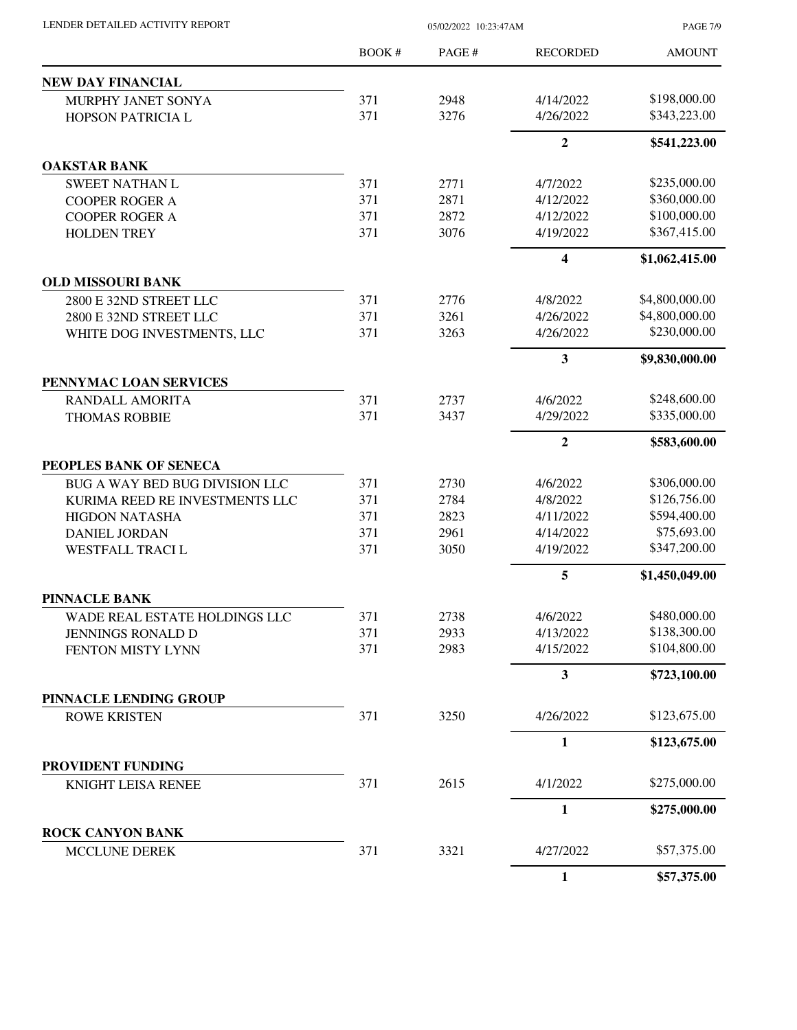| | BOOK # | PAGE # | RECORDED | AMOUNT |
|---|---|---|---|---|
| **NEW DAY FINANCIAL** | | | | |
| MURPHY JANET SONYA | 371 | 2948 | 4/14/2022 | $198,000.00 |
| HOPSON PATRICIA L | 371 | 3276 | 4/26/2022 | $343,223.00 |
| | | | **2** | **$541,223.00** |
| **OAKSTAR BANK** | | | | |
| SWEET NATHAN L | 371 | 2771 | 4/7/2022 | $235,000.00 |
| COOPER ROGER A | 371 | 2871 | 4/12/2022 | $360,000.00 |
| COOPER ROGER A | 371 | 2872 | 4/12/2022 | $100,000.00 |
| HOLDEN TREY | 371 | 3076 | 4/19/2022 | $367,415.00 |
| | | | **4** | **$1,062,415.00** |
| **OLD MISSOURI BANK** | | | | |
| 2800 E 32ND STREET LLC | 371 | 2776 | 4/8/2022 | $4,800,000.00 |
| 2800 E 32ND STREET LLC | 371 | 3261 | 4/26/2022 | $4,800,000.00 |
| WHITE DOG INVESTMENTS, LLC | 371 | 3263 | 4/26/2022 | $230,000.00 |
| | | | **3** | **$9,830,000.00** |
| **PENNYMAC LOAN SERVICES** | | | | |
| RANDALL AMORITA | 371 | 2737 | 4/6/2022 | $248,600.00 |
| THOMAS ROBBIE | 371 | 3437 | 4/29/2022 | $335,000.00 |
| | | | **2** | **$583,600.00** |
| **PEOPLES BANK OF SENECA** | | | | |
| BUG A WAY BED BUG DIVISION LLC | 371 | 2730 | 4/6/2022 | $306,000.00 |
| KURIMA REED RE INVESTMENTS LLC | 371 | 2784 | 4/8/2022 | $126,756.00 |
| HIGDON NATASHA | 371 | 2823 | 4/11/2022 | $594,400.00 |
| DANIEL JORDAN | 371 | 2961 | 4/14/2022 | $75,693.00 |
| WESTFALL TRACI L | 371 | 3050 | 4/19/2022 | $347,200.00 |
| | | | **5** | **$1,450,049.00** |
| **PINNACLE BANK** | | | | |
| WADE REAL ESTATE HOLDINGS LLC | 371 | 2738 | 4/6/2022 | $480,000.00 |
| JENNINGS RONALD D | 371 | 2933 | 4/13/2022 | $138,300.00 |
| FENTON MISTY LYNN | 371 | 2983 | 4/15/2022 | $104,800.00 |
| | | | **3** | **$723,100.00** |
| **PINNACLE LENDING GROUP** | | | | |
| ROWE KRISTEN | 371 | 3250 | 4/26/2022 | $123,675.00 |
| | | | **1** | **$123,675.00** |
| **PROVIDENT FUNDING** | | | | |
| KNIGHT LEISA RENEE | 371 | 2615 | 4/1/2022 | $275,000.00 |
| | | | **1** | **$275,000.00** |
| **ROCK CANYON BANK** | | | | |
| MCCLUNE DEREK | 371 | 3321 | 4/27/2022 | $57,375.00 |
| | | | **1** | **$57,375.00** |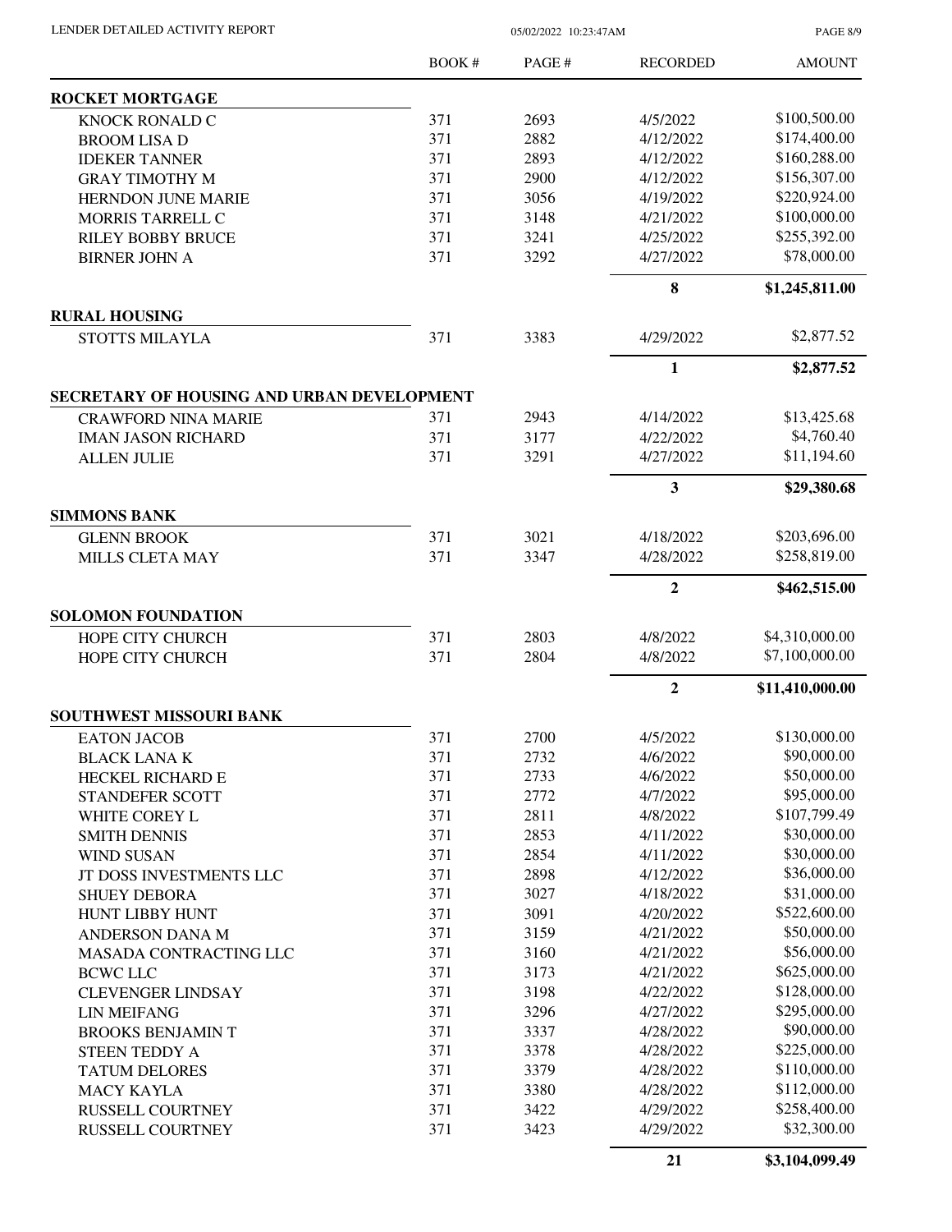| | BOOK # | PAGE # | RECORDED | AMOUNT |
|---|---|---|---|---|
| **ROCKET MORTGAGE** | | | | |
| KNOCK RONALD C | 371 | 2693 | 4/5/2022 | $100,500.00 |
| BROOM LISA D | 371 | 2882 | 4/12/2022 | $174,400.00 |
| IDEKER TANNER | 371 | 2893 | 4/12/2022 | $160,288.00 |
| GRAY TIMOTHY M | 371 | 2900 | 4/12/2022 | $156,307.00 |
| HERNDON JUNE MARIE | 371 | 3056 | 4/19/2022 | $220,924.00 |
| MORRIS TARRELL C | 371 | 3148 | 4/21/2022 | $100,000.00 |
| RILEY BOBBY BRUCE | 371 | 3241 | 4/25/2022 | $255,392.00 |
| BIRNER JOHN A | 371 | 3292 | 4/27/2022 | $78,000.00 |
| | | | **8** | **$1,245,811.00** |
| **RURAL HOUSING** | | | | |
| STOTTS MILAYLA | 371 | 3383 | 4/29/2022 | $2,877.52 |
| | | | **1** | **$2,877.52** |
| **SECRETARY OF HOUSING AND URBAN DEVELOPMENT** | | | | |
| CRAWFORD NINA MARIE | 371 | 2943 | 4/14/2022 | $13,425.68 |
| IMAN JASON RICHARD | 371 | 3177 | 4/22/2022 | $4,760.40 |
| ALLEN JULIE | 371 | 3291 | 4/27/2022 | $11,194.60 |
| | | | **3** | **$29,380.68** |
| **SIMMONS BANK** | | | | |
| GLENN BROOK | 371 | 3021 | 4/18/2022 | $203,696.00 |
| MILLS CLETA MAY | 371 | 3347 | 4/28/2022 | $258,819.00 |
| | | | **2** | **$462,515.00** |
| **SOLOMON FOUNDATION** | | | | |
| HOPE CITY CHURCH | 371 | 2803 | 4/8/2022 | $4,310,000.00 |
| HOPE CITY CHURCH | 371 | 2804 | 4/8/2022 | $7,100,000.00 |
| | | | **2** | **$11,410,000.00** |
| **SOUTHWEST MISSOURI BANK** | | | | |
| EATON JACOB | 371 | 2700 | 4/5/2022 | $130,000.00 |
| BLACK LANA K | 371 | 2732 | 4/6/2022 | $90,000.00 |
| HECKEL RICHARD E | 371 | 2733 | 4/6/2022 | $50,000.00 |
| STANDEFER SCOTT | 371 | 2772 | 4/7/2022 | $95,000.00 |
| WHITE COREY L | 371 | 2811 | 4/8/2022 | $107,799.49 |
| SMITH DENNIS | 371 | 2853 | 4/11/2022 | $30,000.00 |
| WIND SUSAN | 371 | 2854 | 4/11/2022 | $30,000.00 |
| JT DOSS INVESTMENTS LLC | 371 | 2898 | 4/12/2022 | $36,000.00 |
| SHUEY DEBORA | 371 | 3027 | 4/18/2022 | $31,000.00 |
| HUNT LIBBY HUNT | 371 | 3091 | 4/20/2022 | $522,600.00 |
| ANDERSON DANA M | 371 | 3159 | 4/21/2022 | $50,000.00 |
| MASADA CONTRACTING LLC | 371 | 3160 | 4/21/2022 | $56,000.00 |
| BCWC LLC | 371 | 3173 | 4/21/2022 | $625,000.00 |
| CLEVENGER LINDSAY | 371 | 3198 | 4/22/2022 | $128,000.00 |
| LIN MEIFANG | 371 | 3296 | 4/27/2022 | $295,000.00 |
| BROOKS BENJAMIN T | 371 | 3337 | 4/28/2022 | $90,000.00 |
| STEEN TEDDY A | 371 | 3378 | 4/28/2022 | $225,000.00 |
| TATUM DELORES | 371 | 3379 | 4/28/2022 | $110,000.00 |
| MACY KAYLA | 371 | 3380 | 4/28/2022 | $112,000.00 |
| RUSSELL COURTNEY | 371 | 3422 | 4/29/2022 | $258,400.00 |
| RUSSELL COURTNEY | 371 | 3423 | 4/29/2022 | $32,300.00 |
| | | | **21** | **$3,104,099.49** |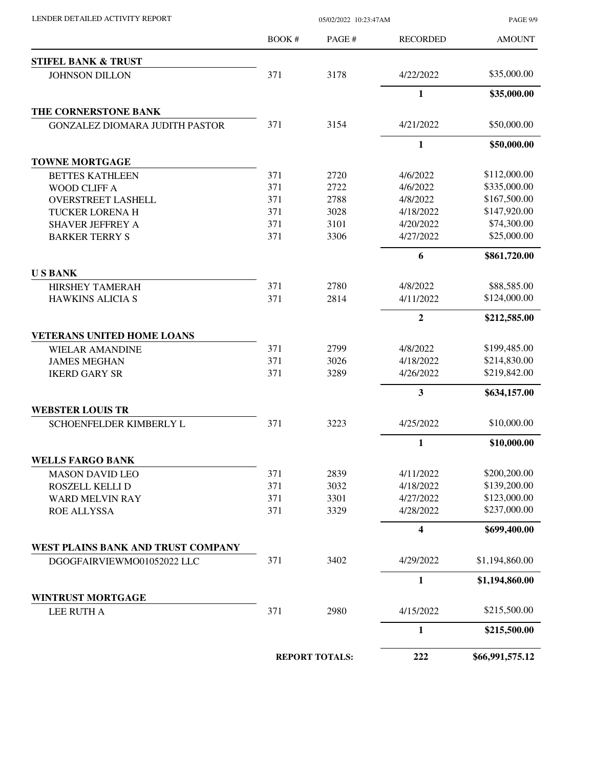| | BOOK # | PAGE # | RECORDED | AMOUNT |
|---|---|---|---|---|
| **STIFEL BANK & TRUST** | | | | |
| JOHNSON DILLON | 371 | 3178 | 4/22/2022 | $35,000.00 |
| | | | **1** | **$35,000.00** |
| **THE CORNERSTONE BANK** | | | | |
| GONZALEZ DIOMARA JUDITH PASTOR | 371 | 3154 | 4/21/2022 | $50,000.00 |
| | | | **1** | **$50,000.00** |
| **TOWNE MORTGAGE** | | | | |
| BETTES KATHLEEN | 371 | 2720 | 4/6/2022 | $112,000.00 |
| WOOD CLIFF A | 371 | 2722 | 4/6/2022 | $335,000.00 |
| OVERSTREET LASHELL | 371 | 2788 | 4/8/2022 | $167,500.00 |
| TUCKER LORENA H | 371 | 3028 | 4/18/2022 | $147,920.00 |
| SHAVER JEFFREY A | 371 | 3101 | 4/20/2022 | $74,300.00 |
| BARKER TERRY S | 371 | 3306 | 4/27/2022 | $25,000.00 |
| | | | **6** | **$861,720.00** |
| **U S BANK** | | | | |
| HIRSHEY TAMERAH | 371 | 2780 | 4/8/2022 | $88,585.00 |
| HAWKINS ALICIA S | 371 | 2814 | 4/11/2022 | $124,000.00 |
| | | | **2** | **$212,585.00** |
| **VETERANS UNITED HOME LOANS** | | | | |
| WIELAR AMANDINE | 371 | 2799 | 4/8/2022 | $199,485.00 |
| JAMES MEGHAN | 371 | 3026 | 4/18/2022 | $214,830.00 |
| IKERD GARY SR | 371 | 3289 | 4/26/2022 | $219,842.00 |
| | | | **3** | **$634,157.00** |
| **WEBSTER LOUIS TR** | | | | |
| SCHOENFELDER KIMBERLY L | 371 | 3223 | 4/25/2022 | $10,000.00 |
| | | | **1** | **$10,000.00** |
| **WELLS FARGO BANK** | | | | |
| MASON DAVID LEO | 371 | 2839 | 4/11/2022 | $200,200.00 |
| ROSZELL KELLI D | 371 | 3032 | 4/18/2022 | $139,200.00 |
| WARD MELVIN RAY | 371 | 3301 | 4/27/2022 | $123,000.00 |
| ROE ALLYSSA | 371 | 3329 | 4/28/2022 | $237,000.00 |
| | | | **4** | **$699,400.00** |
| **WEST PLAINS BANK AND TRUST COMPANY** | | | | |
| DGOGFAIRVIEWMO01052022 LLC | 371 | 3402 | 4/29/2022 | $1,194,860.00 |
| | | | **1** | **$1,194,860.00** |
| **WINTRUST MORTGAGE** | | | | |
| LEE RUTH A | 371 | 2980 | 4/15/2022 | $215,500.00 |
| | | | **1** | **$215,500.00** |
| | **REPORT TOTALS:** | | **222** | **$66,991,575.12** |